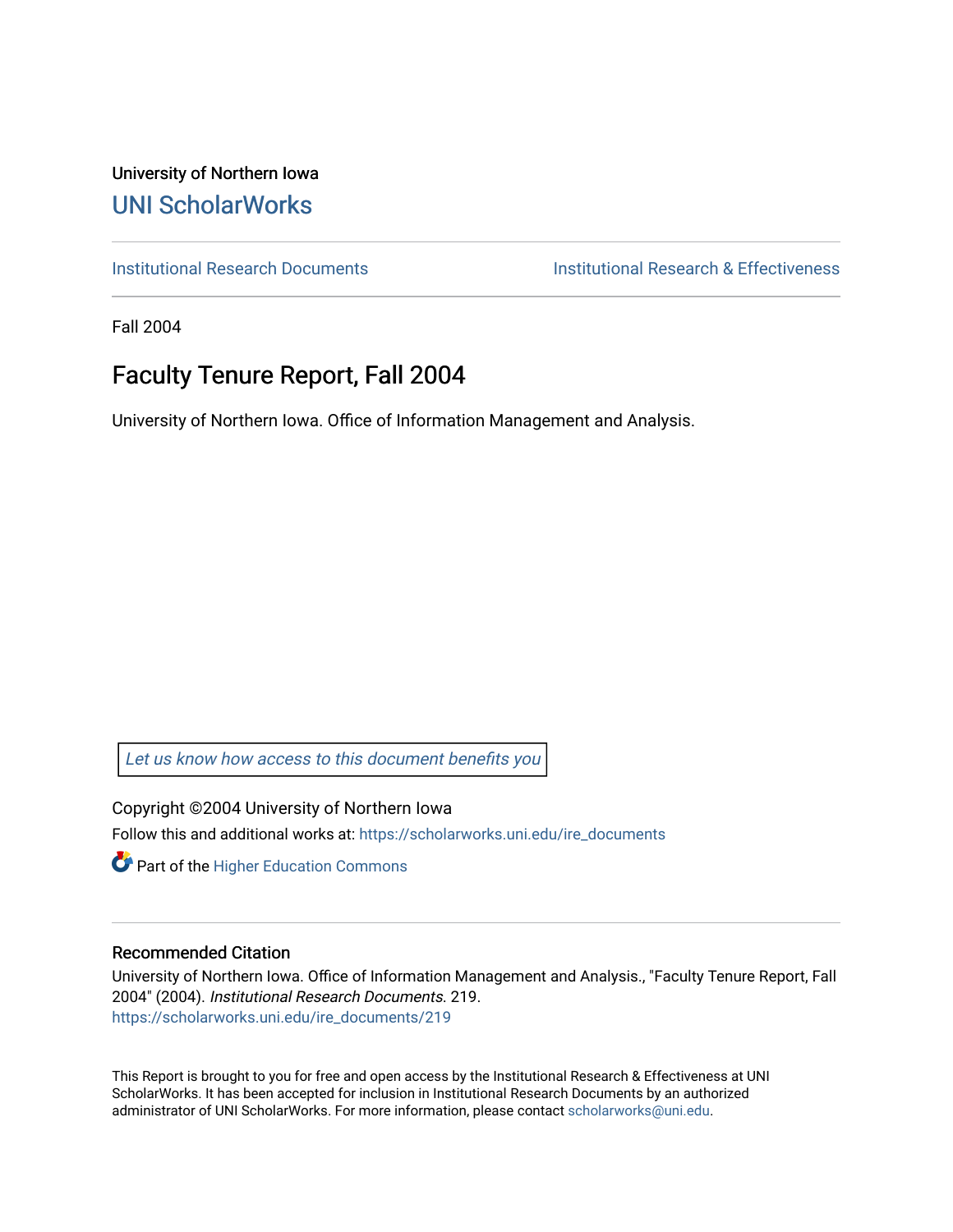University of Northern Iowa

# UNI ScholarWorks

Institutional Research Documents

Institutional Research & Effectiveness

Fall 2004

## Faculty Tenure Report, Fall 2004

University of Northern Iowa. Office of Information Management and Analysis.

*Let us know how access to this document benefits you*

Copyright ©2004 University of Northern Iowa

Follow this and additional works at: https://scholarworks.uni.edu/ire_documents

Part of the Higher Education Commons

### Recommended Citation

University of Northern Iowa. Office of Information Management and Analysis., "Faculty Tenure Report, Fall 2004" (2004). *Institutional Research Documents*. 219.
https://scholarworks.uni.edu/ire_documents/219

This Report is brought to you for free and open access by the Institutional Research & Effectiveness at UNI ScholarWorks. It has been accepted for inclusion in Institutional Research Documents by an authorized administrator of UNI ScholarWorks. For more information, please contact scholarworks@uni.edu.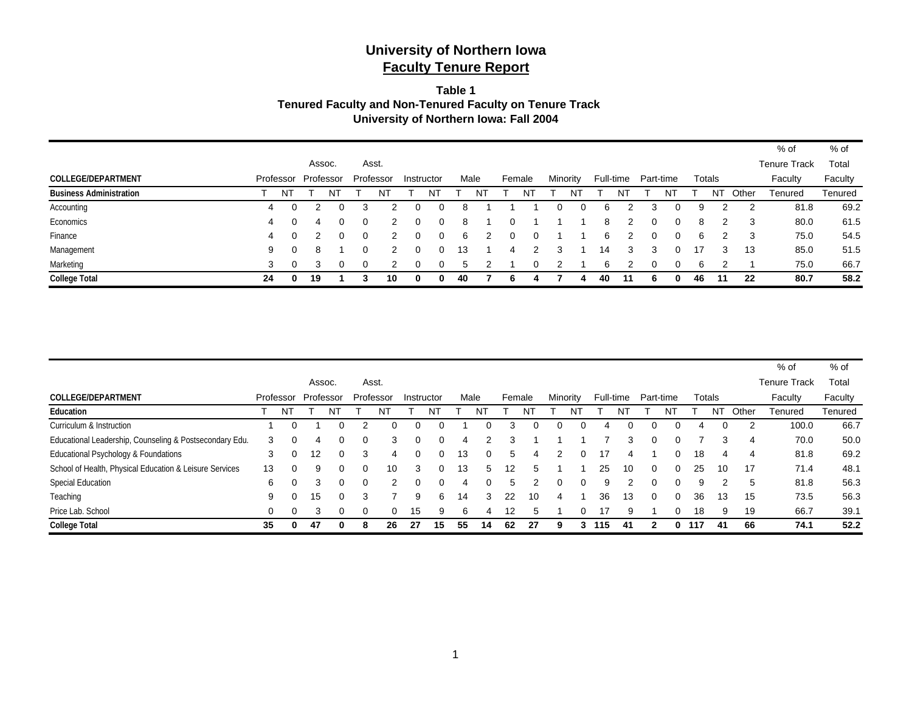# University of Northern Iowa
## Faculty Tenure Report

### Table 1
### Tenured Faculty and Non-Tenured Faculty on Tenure Track
### University of Northern Iowa: Fall 2004

| COLLEGE/DEPARTMENT | Professor | | Assoc. Professor | | Asst. Professor | | Instructor | | Male | | Female | | Minority | | Full-time | | Part-time | | Totals | | | % of Tenure Track Faculty | % of Total Faculty |
|---|---|---|---|---|---|---|---|---|---|---|---|---|---|---|---|---|---|---|---|---|---|---|---|
| **Business Administration** | T | NT | T | NT | T | NT | T | NT | T | NT | T | NT | T | NT | T | NT | T | NT | T | NT | Other | Tenured | Tenured |
| Accounting | 4 | 0 | 2 | 0 | 3 | 2 | 0 | 0 | 8 | 1 | 1 | 1 | 0 | 0 | 6 | 2 | 3 | 0 | 9 | 2 | 2 | 81.8 | 69.2 |
| Economics | 4 | 0 | 4 | 0 | 0 | 2 | 0 | 0 | 8 | 1 | 0 | 1 | 1 | 1 | 8 | 2 | 0 | 0 | 8 | 2 | 3 | 80.0 | 61.5 |
| Finance | 4 | 0 | 2 | 0 | 0 | 2 | 0 | 0 | 6 | 2 | 0 | 0 | 1 | 1 | 6 | 2 | 0 | 0 | 6 | 2 | 3 | 75.0 | 54.5 |
| Management | 9 | 0 | 8 | 1 | 0 | 2 | 0 | 0 | 13 | 1 | 4 | 2 | 3 | 1 | 14 | 3 | 3 | 0 | 17 | 3 | 13 | 85.0 | 51.5 |
| Marketing | 3 | 0 | 3 | 0 | 0 | 2 | 0 | 0 | 5 | 2 | 1 | 0 | 2 | 1 | 6 | 2 | 0 | 0 | 6 | 2 | 1 | 75.0 | 66.7 |
| **College Total** | **24** | **0** | **19** | **1** | **3** | **10** | **0** | **0** | **40** | **7** | **6** | **4** | **7** | **4** | **40** | **11** | **6** | **0** | **46** | **11** | **22** | **80.7** | **58.2** |

| COLLEGE/DEPARTMENT | Professor | | Assoc. Professor | | Asst. Professor | | Instructor | | Male | | Female | | Minority | | Full-time | | Part-time | | Totals | | | % of Tenure Track Faculty | % of Total Faculty |
|---|---|---|---|---|---|---|---|---|---|---|---|---|---|---|---|---|---|---|---|---|---|---|---|
| **Education** | T | NT | T | NT | T | NT | T | NT | T | NT | T | NT | T | NT | T | NT | T | NT | T | NT | Other | Tenured | Tenured |
| Curriculum & Instruction | 1 | 0 | 1 | 0 | 2 | 0 | 0 | 0 | 1 | 0 | 3 | 0 | 0 | 0 | 4 | 0 | 0 | 0 | 4 | 0 | 2 | 100.0 | 66.7 |
| Educational Leadership, Counseling & Postsecondary Edu. | 3 | 0 | 4 | 0 | 0 | 3 | 0 | 0 | 4 | 2 | 3 | 1 | 1 | 1 | 7 | 3 | 0 | 0 | 7 | 3 | 4 | 70.0 | 50.0 |
| Educational Psychology & Foundations | 3 | 0 | 12 | 0 | 3 | 4 | 0 | 0 | 13 | 0 | 5 | 4 | 2 | 0 | 17 | 4 | 1 | 0 | 18 | 4 | 4 | 81.8 | 69.2 |
| School of Health, Physical Education & Leisure Services | 13 | 0 | 9 | 0 | 0 | 10 | 3 | 0 | 13 | 5 | 12 | 5 | 1 | 1 | 25 | 10 | 0 | 0 | 25 | 10 | 17 | 71.4 | 48.1 |
| Special Education | 6 | 0 | 3 | 0 | 0 | 2 | 0 | 0 | 4 | 0 | 5 | 2 | 0 | 0 | 9 | 2 | 0 | 0 | 9 | 2 | 5 | 81.8 | 56.3 |
| Teaching | 9 | 0 | 15 | 0 | 3 | 7 | 9 | 6 | 14 | 3 | 22 | 10 | 4 | 1 | 36 | 13 | 0 | 0 | 36 | 13 | 15 | 73.5 | 56.3 |
| Price Lab. School | 0 | 0 | 3 | 0 | 0 | 0 | 15 | 9 | 6 | 4 | 12 | 5 | 1 | 0 | 17 | 9 | 1 | 0 | 18 | 9 | 19 | 66.7 | 39.1 |
| **College Total** | **35** | **0** | **47** | **0** | **8** | **26** | **27** | **15** | **55** | **14** | **62** | **27** | **9** | **3** | **115** | **41** | **2** | **0** | **117** | **41** | **66** | **74.1** | **52.2** |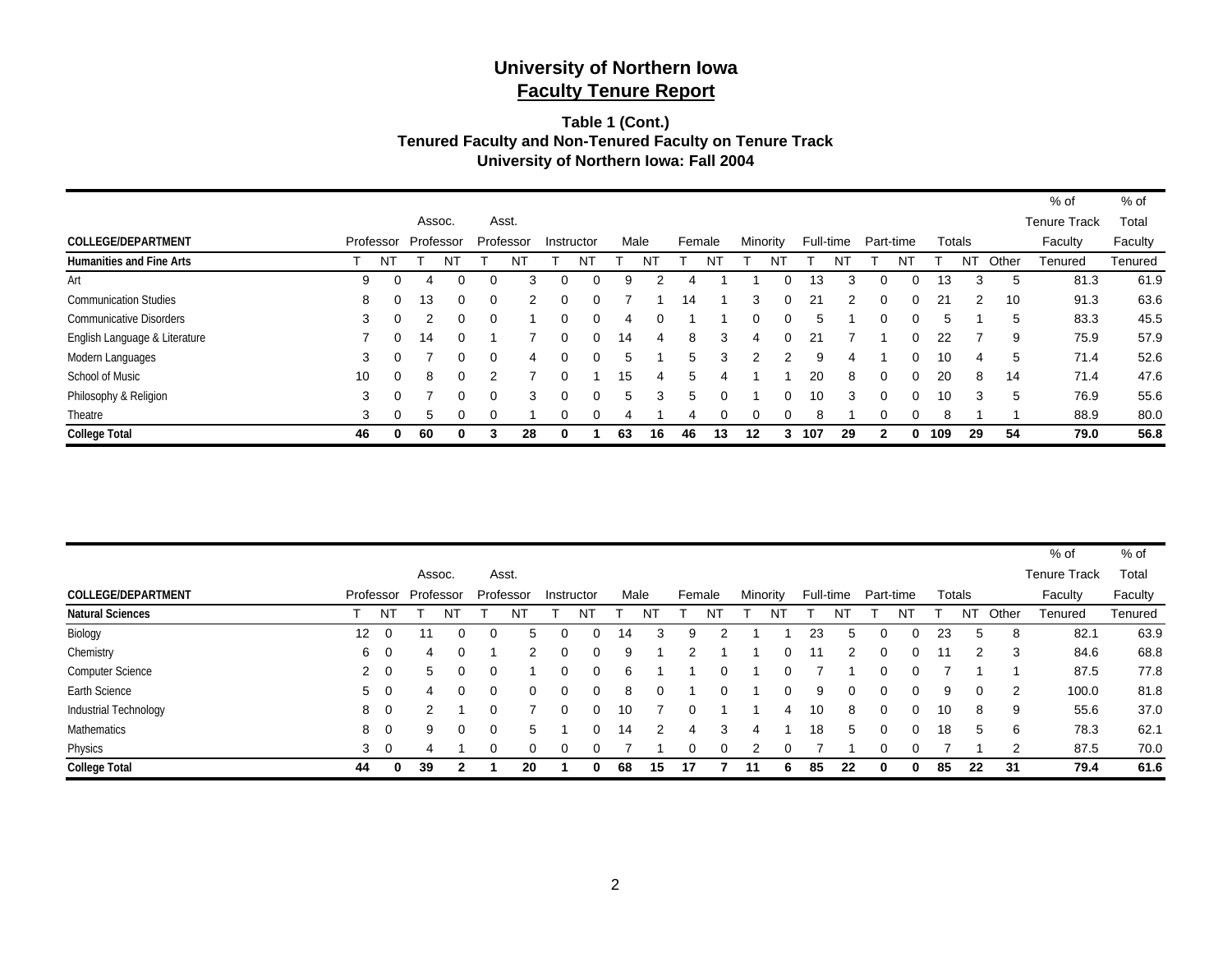# University of Northern Iowa

## Faculty Tenure Report

### Table 1 (Cont.)
### Tenured Faculty and Non-Tenured Faculty on Tenure Track
### University of Northern Iowa: Fall 2004

| COLLEGE/DEPARTMENT | Professor | | Assoc. Professor | | Asst. Professor | | Instructor | | Male | | Female | | Minority | | Full-time | | Part-time | | Totals | | | % of Tenure Track Faculty | % of Total Faculty |
|---|---|---|---|---|---|---|---|---|---|---|---|---|---|---|---|---|---|---|---|---|---|---|---|
| **Humanities and Fine Arts** | T | NT | T | NT | T | NT | T | NT | T | NT | T | NT | T | NT | T | NT | T | NT | T | NT | Other | Tenured | Tenured |
| Art | 9 | 0 | 4 | 0 | 0 | 3 | 0 | 0 | 9 | 2 | 4 | 1 | 1 | 0 | 13 | 3 | 0 | 0 | 13 | 3 | 5 | 81.3 | 61.9 |
| Communication Studies | 8 | 0 | 13 | 0 | 0 | 2 | 0 | 0 | 7 | 1 | 14 | 1 | 3 | 0 | 21 | 2 | 0 | 0 | 21 | 2 | 10 | 91.3 | 63.6 |
| Communicative Disorders | 3 | 0 | 2 | 0 | 0 | 1 | 0 | 0 | 4 | 0 | 1 | 1 | 0 | 0 | 5 | 1 | 0 | 0 | 5 | 1 | 5 | 83.3 | 45.5 |
| English Language & Literature | 7 | 0 | 14 | 0 | 1 | 7 | 0 | 0 | 14 | 4 | 8 | 3 | 4 | 0 | 21 | 7 | 1 | 0 | 22 | 7 | 9 | 75.9 | 57.9 |
| Modern Languages | 3 | 0 | 7 | 0 | 0 | 4 | 0 | 0 | 5 | 1 | 5 | 3 | 2 | 2 | 9 | 4 | 1 | 0 | 10 | 4 | 5 | 71.4 | 52.6 |
| School of Music | 10 | 0 | 8 | 0 | 2 | 7 | 0 | 1 | 15 | 4 | 5 | 4 | 1 | 1 | 20 | 8 | 0 | 0 | 20 | 8 | 14 | 71.4 | 47.6 |
| Philosophy & Religion | 3 | 0 | 7 | 0 | 0 | 3 | 0 | 0 | 5 | 3 | 5 | 0 | 1 | 0 | 10 | 3 | 0 | 0 | 10 | 3 | 5 | 76.9 | 55.6 |
| Theatre | 3 | 0 | 5 | 0 | 0 | 1 | 0 | 0 | 4 | 1 | 4 | 0 | 0 | 0 | 8 | 1 | 0 | 0 | 8 | 1 | 1 | 88.9 | 80.0 |
| **College Total** | **46** | **0** | **60** | **0** | **3** | **28** | **0** | **1** | **63** | **16** | **46** | **13** | **12** | **3** | **107** | **29** | **2** | **0** | **109** | **29** | **54** | **79.0** | **56.8** |

| COLLEGE/DEPARTMENT | Professor | | Assoc. Professor | | Asst. Professor | | Instructor | | Male | | Female | | Minority | | Full-time | | Part-time | | Totals | | | % of Tenure Track Faculty | % of Total Faculty |
|---|---|---|---|---|---|---|---|---|---|---|---|---|---|---|---|---|---|---|---|---|---|---|---|
| **Natural Sciences** | T | NT | T | NT | T | NT | T | NT | T | NT | T | NT | T | NT | T | NT | T | NT | T | NT | Other | Tenured | Tenured |
| Biology | 12 | 0 | 11 | 0 | 0 | 5 | 0 | 0 | 14 | 3 | 9 | 2 | 1 | 1 | 23 | 5 | 0 | 0 | 23 | 5 | 8 | 82.1 | 63.9 |
| Chemistry | 6 | 0 | 4 | 0 | 1 | 2 | 0 | 0 | 9 | 1 | 2 | 1 | 1 | 0 | 11 | 2 | 0 | 0 | 11 | 2 | 3 | 84.6 | 68.8 |
| Computer Science | 2 | 0 | 5 | 0 | 0 | 1 | 0 | 0 | 6 | 1 | 1 | 0 | 1 | 0 | 7 | 1 | 0 | 0 | 7 | 1 | 1 | 87.5 | 77.8 |
| Earth Science | 5 | 0 | 4 | 0 | 0 | 0 | 0 | 0 | 8 | 0 | 1 | 0 | 1 | 0 | 9 | 0 | 0 | 0 | 9 | 0 | 2 | 100.0 | 81.8 |
| Industrial Technology | 8 | 0 | 2 | 1 | 0 | 7 | 0 | 0 | 10 | 7 | 0 | 1 | 1 | 4 | 10 | 8 | 0 | 0 | 10 | 8 | 9 | 55.6 | 37.0 |
| Mathematics | 8 | 0 | 9 | 0 | 0 | 5 | 1 | 0 | 14 | 2 | 4 | 3 | 4 | 1 | 18 | 5 | 0 | 0 | 18 | 5 | 6 | 78.3 | 62.1 |
| Physics | 3 | 0 | 4 | 1 | 0 | 0 | 0 | 0 | 7 | 1 | 0 | 0 | 2 | 0 | 7 | 1 | 0 | 0 | 7 | 1 | 2 | 87.5 | 70.0 |
| **College Total** | **44** | **0** | **39** | **2** | **1** | **20** | **1** | **0** | **68** | **15** | **17** | **7** | **11** | **6** | **85** | **22** | **0** | **0** | **85** | **22** | **31** | **79.4** | **61.6** |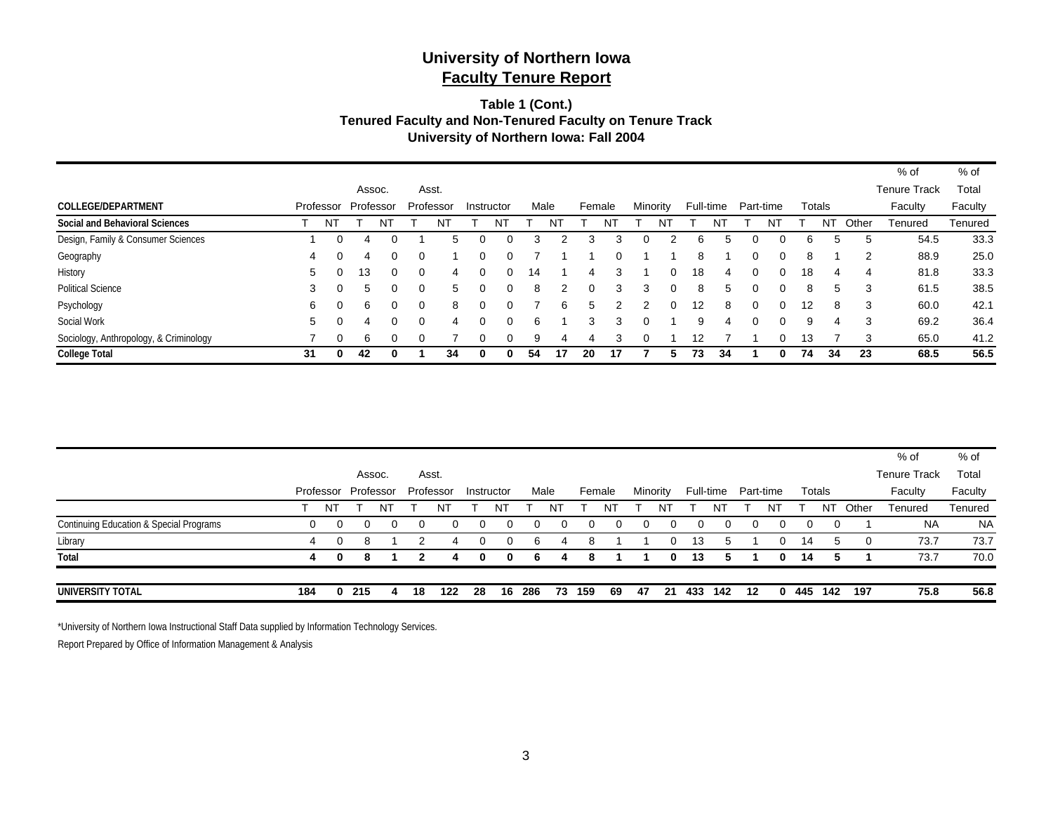# University of Northern Iowa

## Faculty Tenure Report

### Table 1 (Cont.)
### Tenured Faculty and Non-Tenured Faculty on Tenure Track
### University of Northern Iowa: Fall 2004

| COLLEGE/DEPARTMENT | Professor | | Assoc. Professor | | Asst. Professor | | Instructor | | Male | | Female | | Minority | | Full-time | | Part-time | | Totals | | | % of Tenure Track Faculty | % of Total Faculty |
|---|---|---|---|---|---|---|---|---|---|---|---|---|---|---|---|---|---|---|---|---|---|---|---|
| **Social and Behavioral Sciences** | T | NT | T | NT | T | NT | T | NT | T | NT | T | NT | T | NT | T | NT | T | NT | T | NT | Other | Tenured | Tenured |
| Design, Family & Consumer Sciences | 1 | 0 | 4 | 0 | 1 | 5 | 0 | 0 | 3 | 2 | 3 | 3 | 0 | 2 | 6 | 5 | 0 | 0 | 6 | 5 | 5 | 54.5 | 33.3 |
| Geography | 4 | 0 | 4 | 0 | 0 | 1 | 0 | 0 | 7 | 1 | 1 | 0 | 1 | 1 | 8 | 1 | 0 | 0 | 8 | 1 | 2 | 88.9 | 25.0 |
| History | 5 | 0 | 13 | 0 | 0 | 4 | 0 | 0 | 14 | 1 | 4 | 3 | 1 | 0 | 18 | 4 | 0 | 0 | 18 | 4 | 4 | 81.8 | 33.3 |
| Political Science | 3 | 0 | 5 | 0 | 0 | 5 | 0 | 0 | 8 | 2 | 0 | 3 | 3 | 0 | 8 | 5 | 0 | 0 | 8 | 5 | 3 | 61.5 | 38.5 |
| Psychology | 6 | 0 | 6 | 0 | 0 | 8 | 0 | 0 | 7 | 6 | 5 | 2 | 2 | 0 | 12 | 8 | 0 | 0 | 12 | 8 | 3 | 60.0 | 42.1 |
| Social Work | 5 | 0 | 4 | 0 | 0 | 4 | 0 | 0 | 6 | 1 | 3 | 3 | 0 | 1 | 9 | 4 | 0 | 0 | 9 | 4 | 3 | 69.2 | 36.4 |
| Sociology, Anthropology, & Criminology | 7 | 0 | 6 | 0 | 0 | 7 | 0 | 0 | 9 | 4 | 4 | 3 | 0 | 1 | 12 | 7 | 1 | 0 | 13 | 7 | 3 | 65.0 | 41.2 |
| **College Total** | **31** | **0** | **42** | **0** | **1** | **34** | **0** | **0** | **54** | **17** | **20** | **17** | **7** | **5** | **73** | **34** | **1** | **0** | **74** | **34** | **23** | **68.5** | **56.5** |

| | Professor | | Assoc. Professor | | Asst. Professor | | Instructor | | Male | | Female | | Minority | | Full-time | | Part-time | | Totals | | | % of Tenure Track Faculty | % of Total Faculty |
|---|---|---|---|---|---|---|---|---|---|---|---|---|---|---|---|---|---|---|---|---|---|---|---|
| | T | NT | T | NT | T | NT | T | NT | T | NT | T | NT | T | NT | T | NT | T | NT | T | NT | Other | Tenured | Tenured |
| Continuing Education & Special Programs | 0 | 0 | 0 | 0 | 0 | 0 | 0 | 0 | 0 | 0 | 0 | 0 | 0 | 0 | 0 | 0 | 0 | 0 | 0 | 0 | 1 | NA | NA |
| Library | 4 | 0 | 8 | 1 | 2 | 4 | 0 | 0 | 6 | 4 | 8 | 1 | 1 | 0 | 13 | 5 | 1 | 0 | 14 | 5 | 0 | 73.7 | 73.7 |
| **Total** | **4** | **0** | **8** | **1** | **2** | **4** | **0** | **0** | **6** | **4** | **8** | **1** | **1** | **0** | **13** | **5** | **1** | **0** | **14** | **5** | **1** | **73.7** | **70.0** |
| **UNIVERSITY TOTAL** | **184** | **0** | **215** | **4** | **18** | **122** | **28** | **16** | **286** | **73** | **159** | **69** | **47** | **21** | **433** | **142** | **12** | **0** | **445** | **142** | **197** | **75.8** | **56.8** |

*University of Northern Iowa Instructional Staff Data supplied by Information Technology Services.

Report Prepared by Office of Information Management & Analysis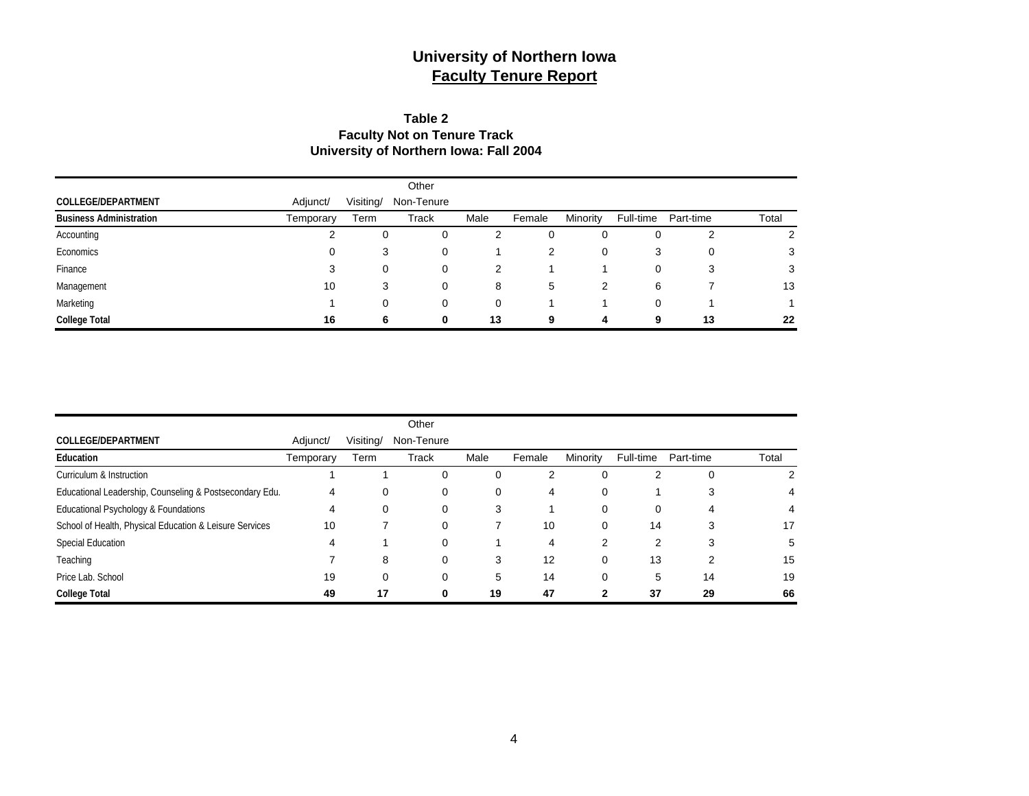# University of Northern Iowa
## Faculty Tenure Report

### Table 2
### Faculty Not on Tenure Track
### University of Northern Iowa: Fall 2004

| COLLEGE/DEPARTMENT<br>**Business Administration** | Adjunct/ Temporary | Visiting/ Term | Other Non-Tenure Track | Male | Female | Minority | Full-time | Part-time | Total |
|---|---|---|---|---|---|---|---|---|---|
| Accounting | 2 | 0 | 0 | 2 | 0 | 0 | 0 | 2 | 2 |
| Economics | 0 | 3 | 0 | 1 | 2 | 0 | 3 | 0 | 3 |
| Finance | 3 | 0 | 0 | 2 | 1 | 1 | 0 | 3 | 3 |
| Management | 10 | 3 | 0 | 8 | 5 | 2 | 6 | 7 | 13 |
| Marketing | 1 | 0 | 0 | 0 | 1 | 1 | 0 | 1 | 1 |
| **College Total** | **16** | **6** | **0** | **13** | **9** | **4** | **9** | **13** | **22** |

| COLLEGE/DEPARTMENT<br>**Education** | Adjunct/ Temporary | Visiting/ Term | Other Non-Tenure Track | Male | Female | Minority | Full-time | Part-time | Total |
|---|---|---|---|---|---|---|---|---|---|
| Curriculum & Instruction | 1 | 1 | 0 | 0 | 2 | 0 | 2 | 0 | 2 |
| Educational Leadership, Counseling & Postsecondary Edu. | 4 | 0 | 0 | 0 | 4 | 0 | 1 | 3 | 4 |
| Educational Psychology & Foundations | 4 | 0 | 0 | 3 | 1 | 0 | 0 | 4 | 4 |
| School of Health, Physical Education & Leisure Services | 10 | 7 | 0 | 7 | 10 | 0 | 14 | 3 | 17 |
| Special Education | 4 | 1 | 0 | 1 | 4 | 2 | 2 | 3 | 5 |
| Teaching | 7 | 8 | 0 | 3 | 12 | 0 | 13 | 2 | 15 |
| Price Lab. School | 19 | 0 | 0 | 5 | 14 | 0 | 5 | 14 | 19 |
| **College Total** | **49** | **17** | **0** | **19** | **47** | **2** | **37** | **29** | **66** |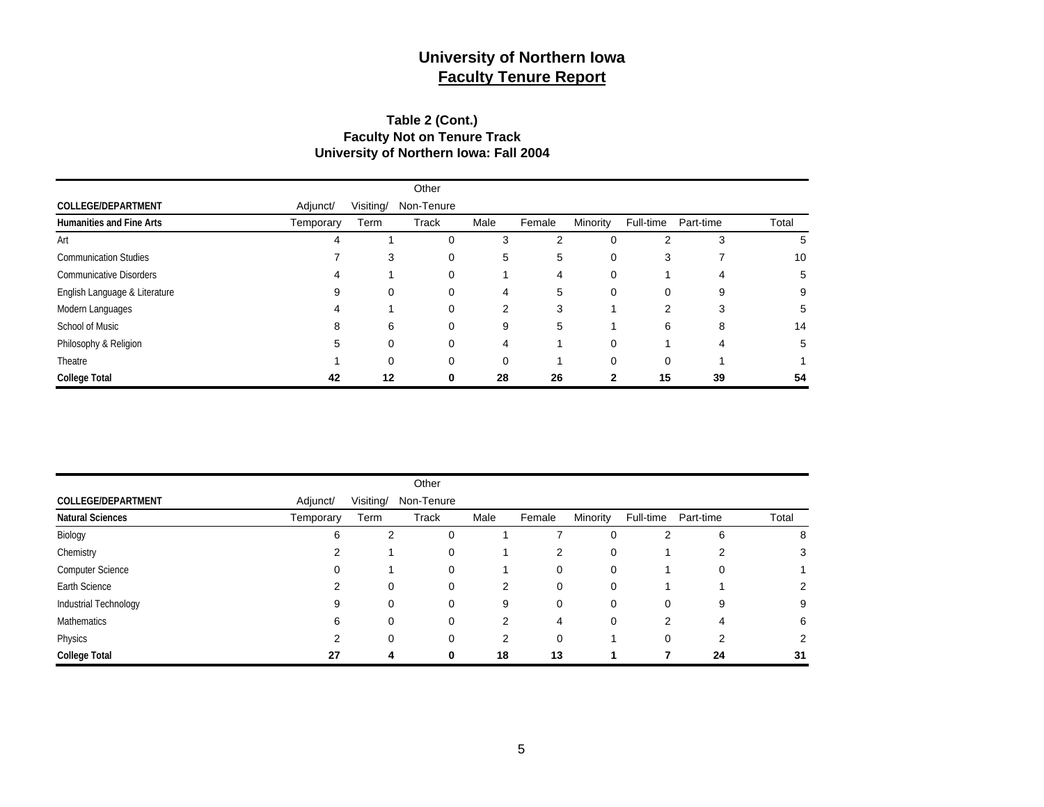# University of Northern Iowa
## Faculty Tenure Report

### Table 2 (Cont.)
### Faculty Not on Tenure Track
### University of Northern Iowa: Fall 2004

| COLLEGE/DEPARTMENT<br>**Humanities and Fine Arts** | Adjunct/<br>Temporary | Visiting/<br>Term | Other<br>Non-Tenure<br>Track | Male | Female | Minority | Full-time | Part-time | Total |
|---|---|---|---|---|---|---|---|---|---|
| Art | 4 | 1 | 0 | 3 | 2 | 0 | 2 | 3 | 5 |
| Communication Studies | 7 | 3 | 0 | 5 | 5 | 0 | 3 | 7 | 10 |
| Communicative Disorders | 4 | 1 | 0 | 1 | 4 | 0 | 1 | 4 | 5 |
| English Language & Literature | 9 | 0 | 0 | 4 | 5 | 0 | 0 | 9 | 9 |
| Modern Languages | 4 | 1 | 0 | 2 | 3 | 1 | 2 | 3 | 5 |
| School of Music | 8 | 6 | 0 | 9 | 5 | 1 | 6 | 8 | 14 |
| Philosophy & Religion | 5 | 0 | 0 | 4 | 1 | 0 | 1 | 4 | 5 |
| Theatre | 1 | 0 | 0 | 0 | 1 | 0 | 0 | 1 | 1 |
| **College Total** | **42** | **12** | **0** | **28** | **26** | **2** | **15** | **39** | **54** |

| COLLEGE/DEPARTMENT<br>**Natural Sciences** | Adjunct/<br>Temporary | Visiting/<br>Term | Other<br>Non-Tenure<br>Track | Male | Female | Minority | Full-time | Part-time | Total |
|---|---|---|---|---|---|---|---|---|---|
| Biology | 6 | 2 | 0 | 1 | 7 | 0 | 2 | 6 | 8 |
| Chemistry | 2 | 1 | 0 | 1 | 2 | 0 | 1 | 2 | 3 |
| Computer Science | 0 | 1 | 0 | 1 | 0 | 0 | 1 | 0 | 1 |
| Earth Science | 2 | 0 | 0 | 2 | 0 | 0 | 1 | 1 | 2 |
| Industrial Technology | 9 | 0 | 0 | 9 | 0 | 0 | 0 | 9 | 9 |
| Mathematics | 6 | 0 | 0 | 2 | 4 | 0 | 2 | 4 | 6 |
| Physics | 2 | 0 | 0 | 2 | 0 | 1 | 0 | 2 | 2 |
| **College Total** | **27** | **4** | **0** | **18** | **13** | **1** | **7** | **24** | **31** |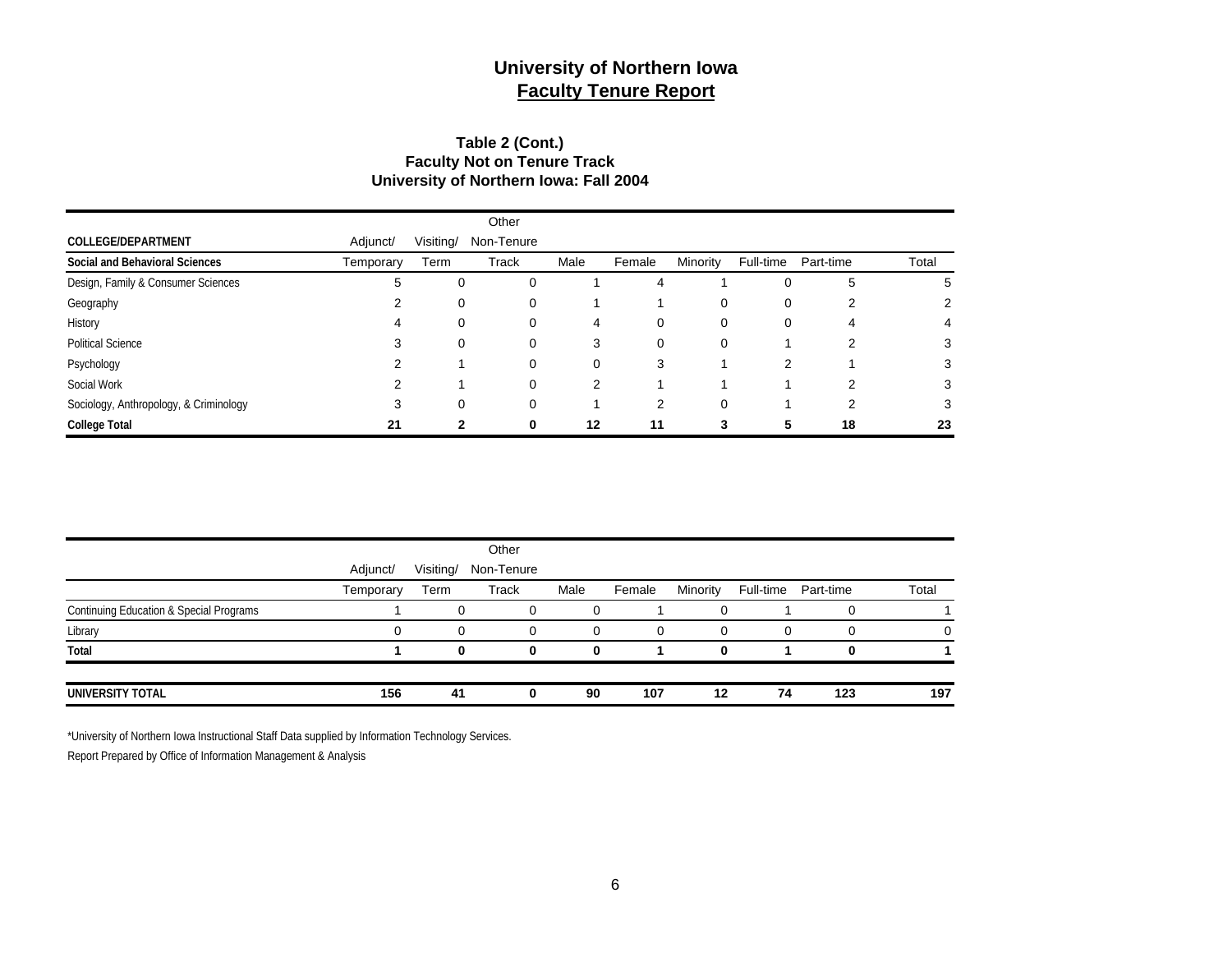# University of Northern Iowa

## Faculty Tenure Report

### Table 2 (Cont.)
### Faculty Not on Tenure Track
### University of Northern Iowa: Fall 2004

| COLLEGE/DEPARTMENT<br>Social and Behavioral Sciences | Adjunct/ Temporary | Visiting/ Term | Other Non-Tenure Track | Male | Female | Minority | Full-time | Part-time | Total |
|---|---|---|---|---|---|---|---|---|---|
| Design, Family & Consumer Sciences | 5 | 0 | 0 | 1 | 4 | 1 | 0 | 5 | 5 |
| Geography | 2 | 0 | 0 | 1 | 1 | 0 | 0 | 2 | 2 |
| History | 4 | 0 | 0 | 4 | 0 | 0 | 0 | 4 | 4 |
| Political Science | 3 | 0 | 0 | 3 | 0 | 0 | 1 | 2 | 3 |
| Psychology | 2 | 1 | 0 | 0 | 3 | 1 | 2 | 1 | 3 |
| Social Work | 2 | 1 | 0 | 2 | 1 | 1 | 1 | 2 | 3 |
| Sociology, Anthropology, & Criminology | 3 | 0 | 0 | 1 | 2 | 0 | 1 | 2 | 3 |
| **College Total** | **21** | **2** | **0** | **12** | **11** | **3** | **5** | **18** | **23** |

| | Adjunct/ Temporary | Visiting/ Term | Other Non-Tenure Track | Male | Female | Minority | Full-time | Part-time | Total |
|---|---|---|---|---|---|---|---|---|---|
| Continuing Education & Special Programs | 1 | 0 | 0 | 0 | 1 | 0 | 1 | 0 | 1 |
| Library | 0 | 0 | 0 | 0 | 0 | 0 | 0 | 0 | 0 |
| **Total** | **1** | **0** | **0** | **0** | **1** | **0** | **1** | **0** | **1** |
| **UNIVERSITY TOTAL** | **156** | **41** | **0** | **90** | **107** | **12** | **74** | **123** | **197** |

*University of Northern Iowa Instructional Staff Data supplied by Information Technology Services.

Report Prepared by Office of Information Management & Analysis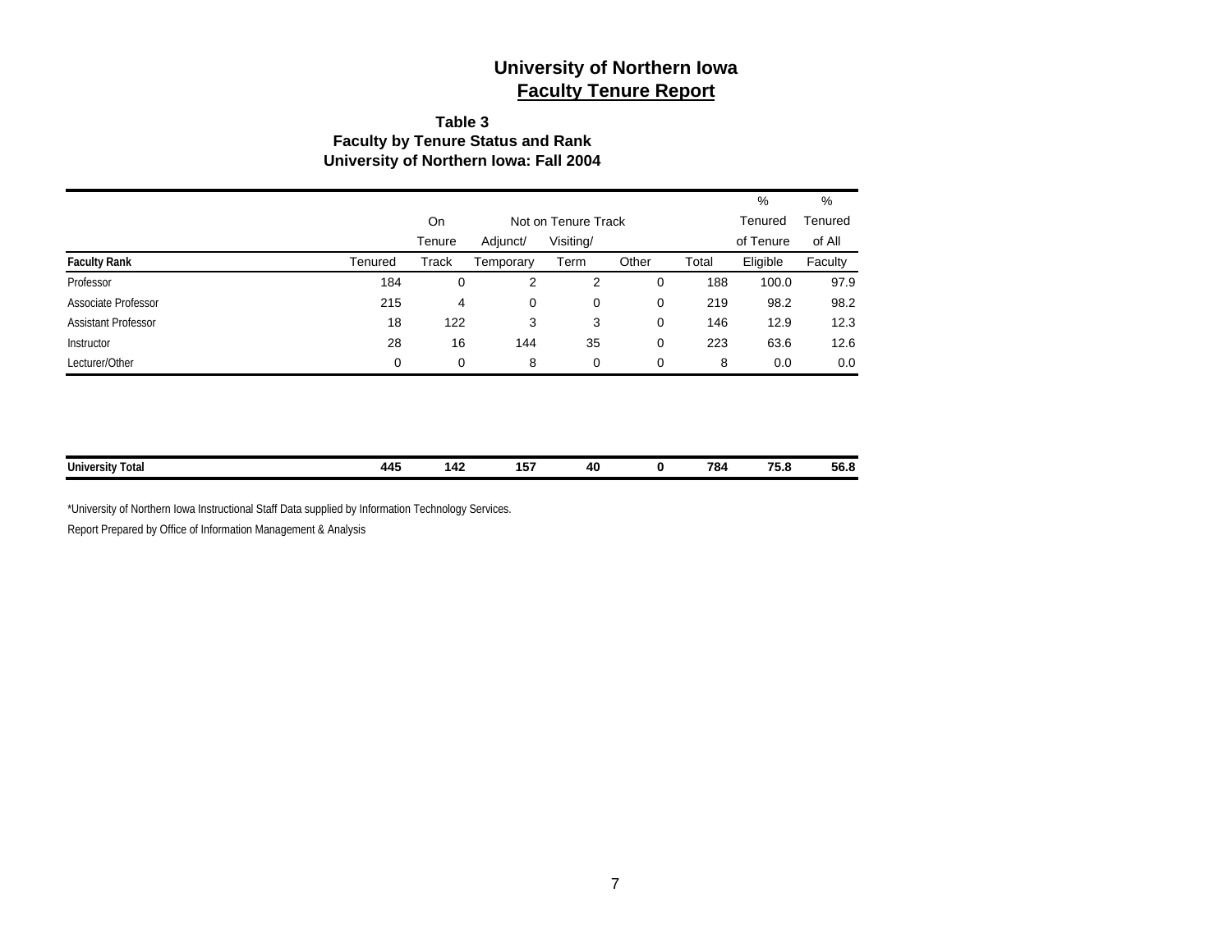# University of Northern Iowa
## Faculty Tenure Report

### Table 3
### Faculty by Tenure Status and Rank
### University of Northern Iowa: Fall 2004

| | | On | Not on Tenure Track | | | | % | % |
|---|---|---|---|---|---|---|---|---|
| | | Tenure | Adjunct/ | Visiting/ | | | Tenured of Tenure | Tenured of All |
| **Faculty Rank** | Tenured | Track | Temporary | Term | Other | Total | Eligible | Faculty |
| Professor | 184 | 0 | 2 | 2 | 0 | 188 | 100.0 | 97.9 |
| Associate Professor | 215 | 4 | 0 | 0 | 0 | 219 | 98.2 | 98.2 |
| Assistant Professor | 18 | 122 | 3 | 3 | 0 | 146 | 12.9 | 12.3 |
| Instructor | 28 | 16 | 144 | 35 | 0 | 223 | 63.6 | 12.6 |
| Lecturer/Other | 0 | 0 | 8 | 0 | 0 | 8 | 0.0 | 0.0 |
| **University Total** | **445** | **142** | **157** | **40** | **0** | **784** | **75.8** | **56.8** |

*University of Northern Iowa Instructional Staff Data supplied by Information Technology Services.

Report Prepared by Office of Information Management & Analysis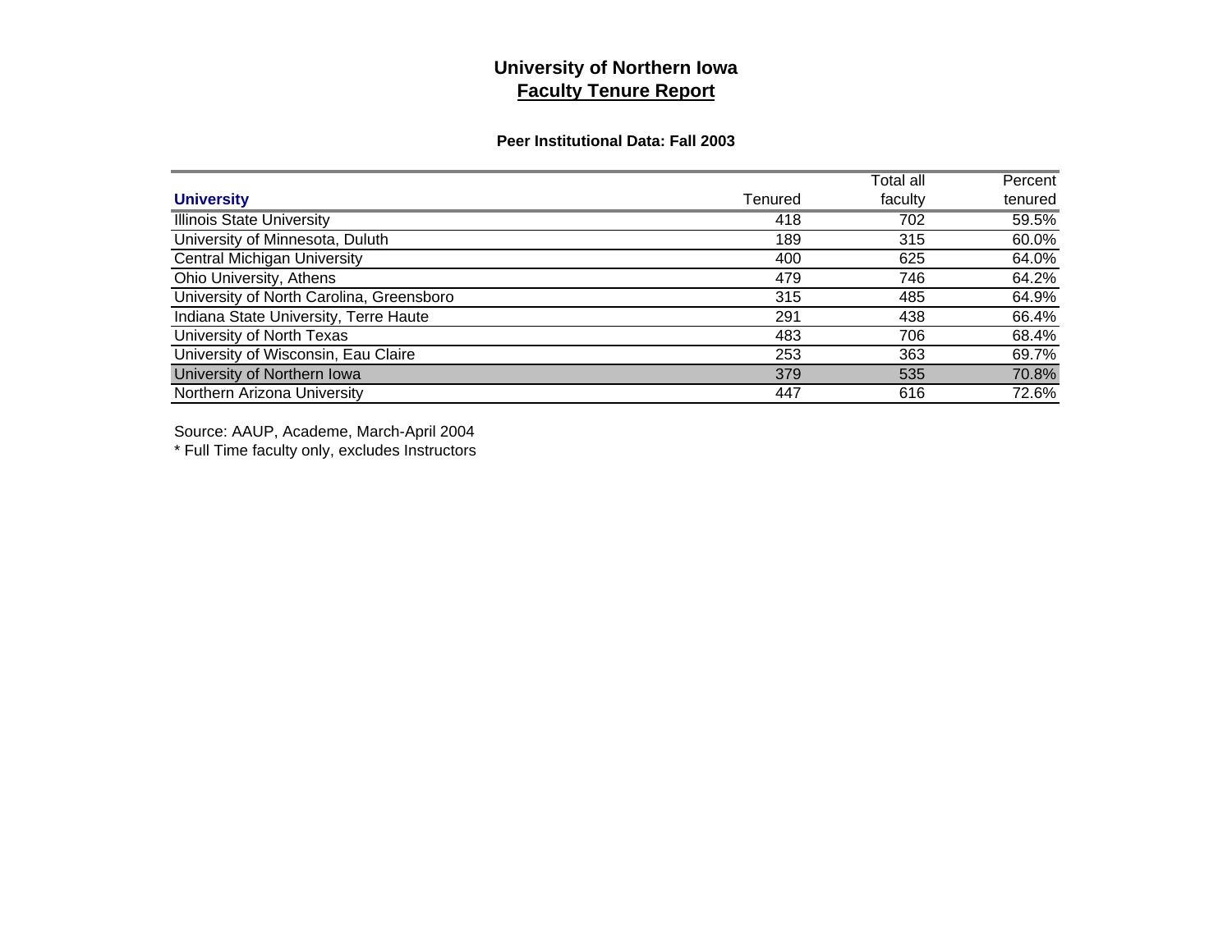# University of Northern Iowa

## Faculty Tenure Report

### Peer Institutional Data: Fall 2003

| University | Tenured | Total all faculty | Percent tenured |
|---|---|---|---|
| Illinois State University | 418 | 702 | 59.5% |
| University of Minnesota, Duluth | 189 | 315 | 60.0% |
| Central Michigan University | 400 | 625 | 64.0% |
| Ohio University, Athens | 479 | 746 | 64.2% |
| University of North Carolina, Greensboro | 315 | 485 | 64.9% |
| Indiana State University, Terre Haute | 291 | 438 | 66.4% |
| University of North Texas | 483 | 706 | 68.4% |
| University of Wisconsin, Eau Claire | 253 | 363 | 69.7% |
| University of Northern Iowa | 379 | 535 | 70.8% |
| Northern Arizona University | 447 | 616 | 72.6% |

Source: AAUP, Academe, March-April 2004

* Full Time faculty only, excludes Instructors